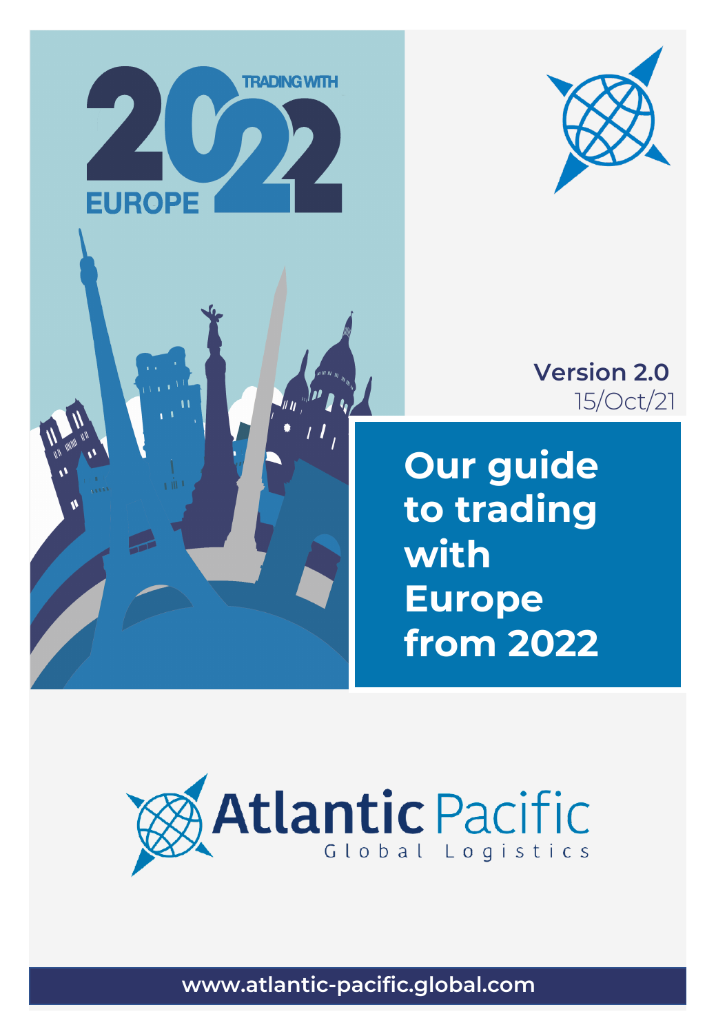TRADING WITH

2022

EUROPE

**Version 2.0**
15/Oct/21

# Our guide to trading with Europe from 2022

Atlantic Pacific
Global Logistics

www.atlantic-pacific.global.com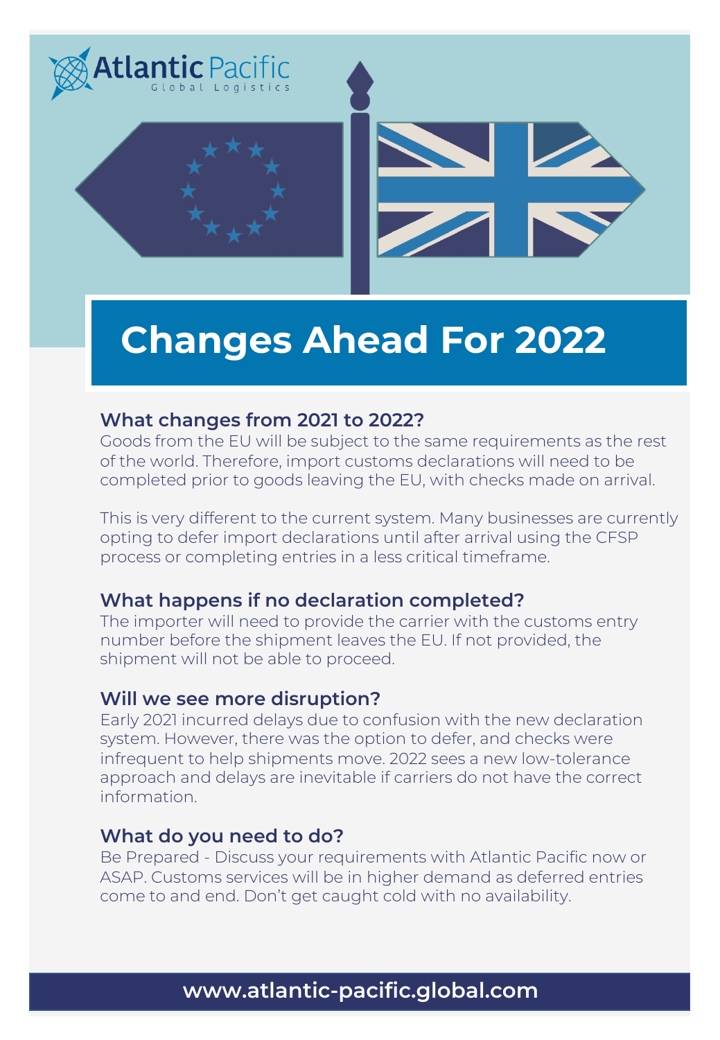Atlantic Pacific
Global Logistics

# Changes Ahead For 2022

### What changes from 2021 to 2022?

Goods from the EU will be subject to the same requirements as the rest of the world. Therefore, import customs declarations will need to be completed prior to goods leaving the EU, with checks made on arrival.

This is very different to the current system. Many businesses are currently opting to defer import declarations until after arrival using the CFSP process or completing entries in a less critical timeframe.

### What happens if no declaration completed?

The importer will need to provide the carrier with the customs entry number before the shipment leaves the EU. If not provided, the shipment will not be able to proceed.

### Will we see more disruption?

Early 2021 incurred delays due to confusion with the new declaration system. However, there was the option to defer, and checks were infrequent to help shipments move. 2022 sees a new low-tolerance approach and delays are inevitable if carriers do not have the correct information.

### What do you need to do?

Be Prepared - Discuss your requirements with Atlantic Pacific now or ASAP. Customs services will be in higher demand as deferred entries come to and end. Don't get caught cold with no availability.

**www.atlantic-pacific.global.com**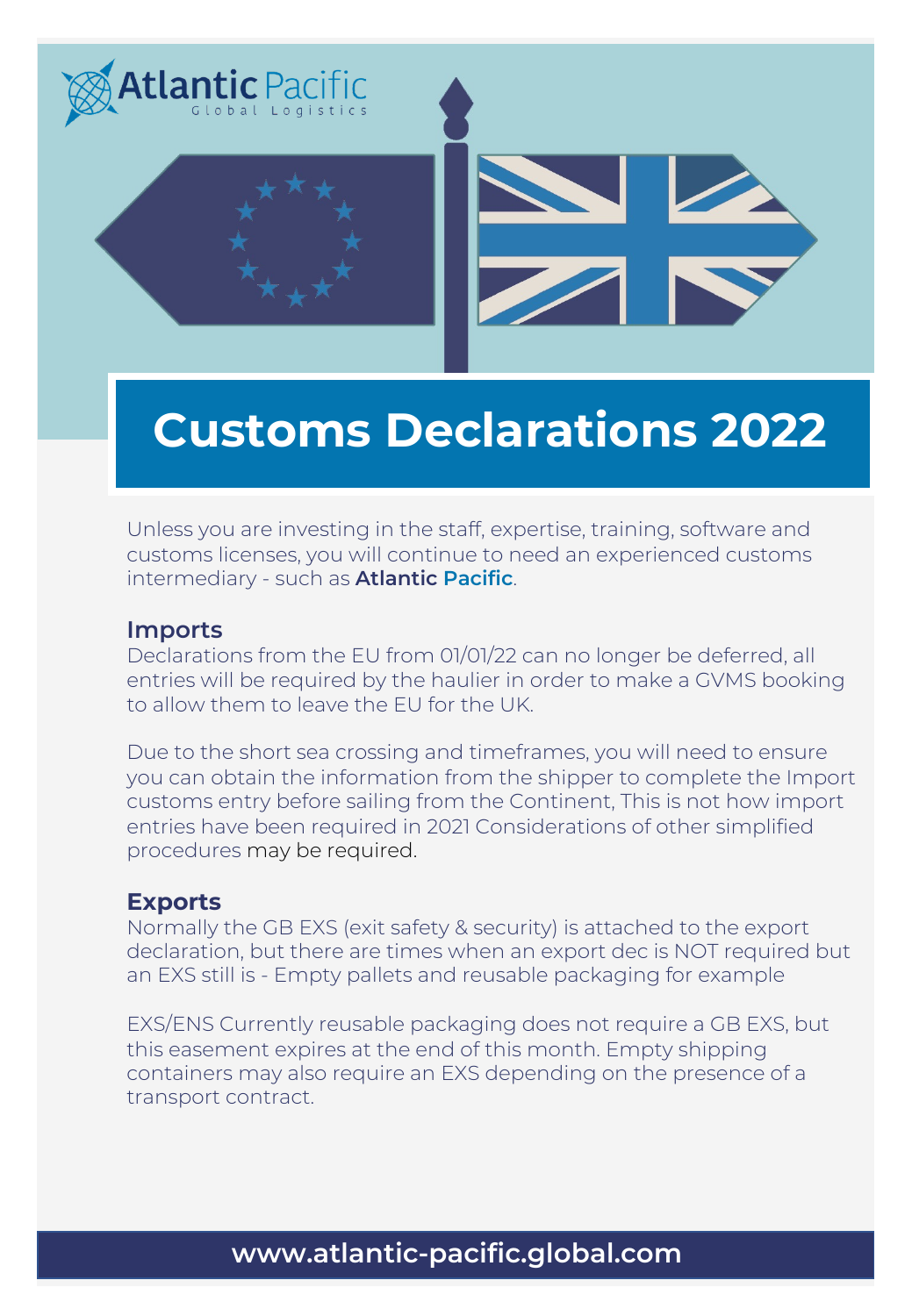# Customs Declarations 2022

Unless you are investing in the staff, expertise, training, software and customs licenses, you will continue to need an experienced customs intermediary - such as **Atlantic Pacific**.

## Imports

Declarations from the EU from 01/01/22 can no longer be deferred, all entries will be required by the haulier in order to make a GVMS booking to allow them to leave the EU for the UK.

Due to the short sea crossing and timeframes, you will need to ensure you can obtain the information from the shipper to complete the Import customs entry before sailing from the Continent, This is not how import entries have been required in 2021 Considerations of other simplified procedures may be required.

## Exports

Normally the GB EXS (exit safety & security) is attached to the export declaration, but there are times when an export dec is NOT required but an EXS still is - Empty pallets and reusable packaging for example

EXS/ENS Currently reusable packaging does not require a GB EXS, but this easement expires at the end of this month. Empty shipping containers may also require an EXS depending on the presence of a transport contract.

**www.atlantic-pacific.global.com**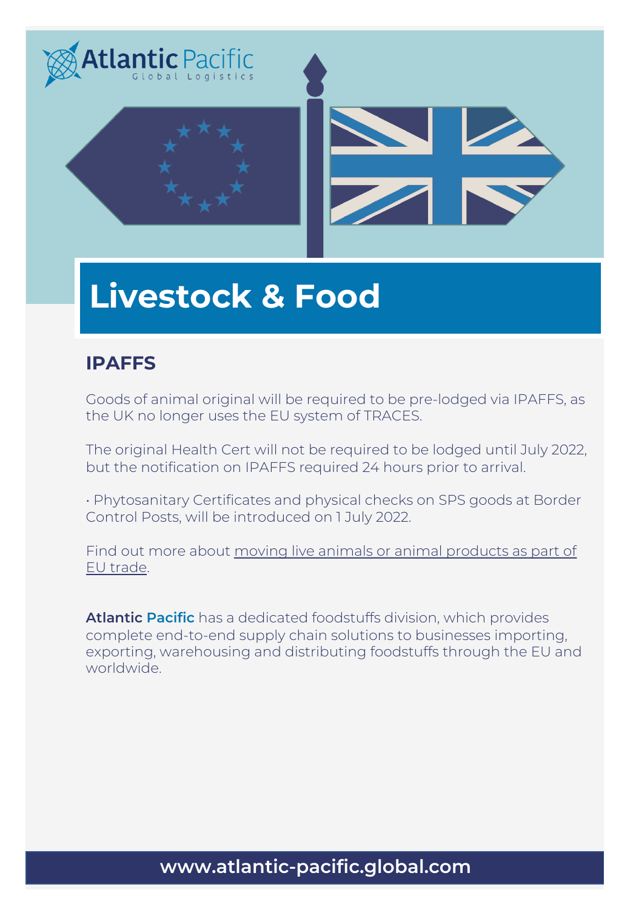# Livestock & Food

## IPAFFS

Goods of animal original will be required to be pre-lodged via IPAFFS, as the UK no longer uses the EU system of TRACES.

The original Health Cert will not be required to be lodged until July 2022, but the notification on IPAFFS required 24 hours prior to arrival.

• Phytosanitary Certificates and physical checks on SPS goods at Border Control Posts, will be introduced on 1 July 2022.

Find out more about moving live animals or animal products as part of EU trade.

**Atlantic Pacific** has a dedicated foodstuffs division, which provides complete end-to-end supply chain solutions to businesses importing, exporting, warehousing and distributing foodstuffs through the EU and worldwide.

**www.atlantic-pacific.global.com**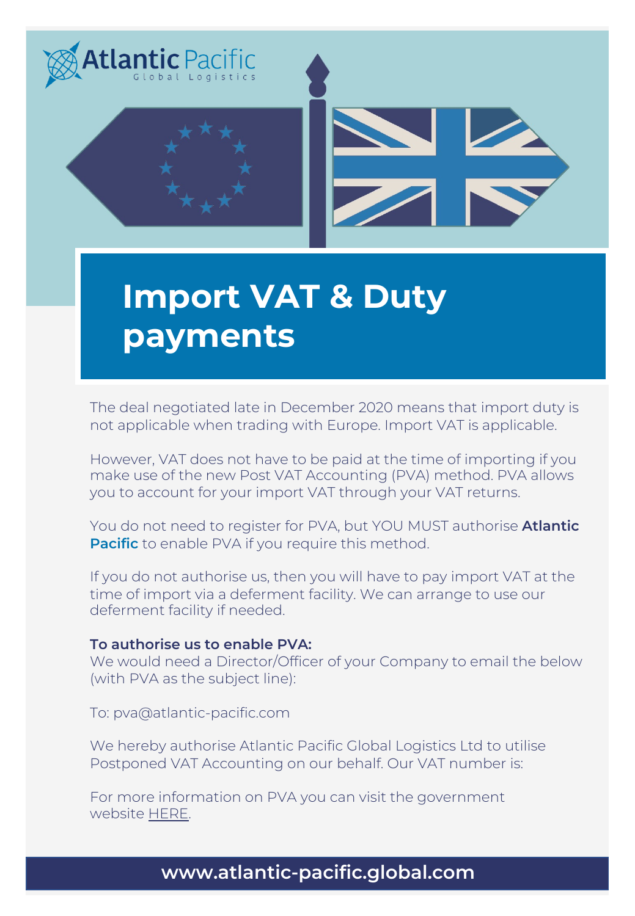Atlantic Pacific
Global Logistics

# Import VAT & Duty payments

The deal negotiated late in December 2020 means that import duty is not applicable when trading with Europe. Import VAT is applicable.

However, VAT does not have to be paid at the time of importing if you make use of the new Post VAT Accounting (PVA) method. PVA allows you to account for your import VAT through your VAT returns.

You do not need to register for PVA, but YOU MUST authorise **Atlantic Pacific** to enable PVA if you require this method.

If you do not authorise us, then you will have to pay import VAT at the time of import via a deferment facility. We can arrange to use our deferment facility if needed.

**To authorise us to enable PVA:**
We would need a Director/Officer of your Company to email the below (with PVA as the subject line):

To: pva@atlantic-pacific.com

We hereby authorise Atlantic Pacific Global Logistics Ltd to utilise Postponed VAT Accounting on our behalf. Our VAT number is:

For more information on PVA you can visit the government website HERE.

**www.atlantic-pacific.global.com**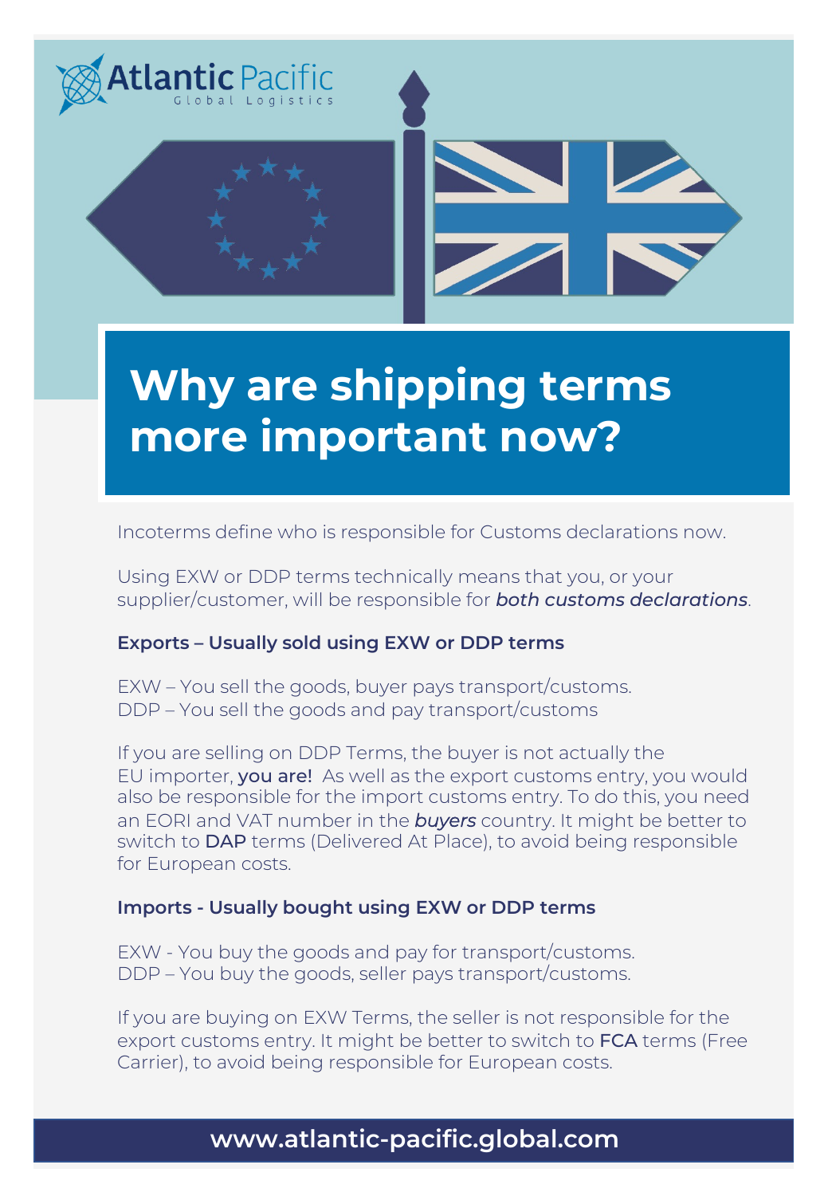Atlantic Pacific
Global Logistics

# Why are shipping terms more important now?

Incoterms define who is responsible for Customs declarations now.

Using EXW or DDP terms technically means that you, or your supplier/customer, will be responsible for ***both customs declarations***.

**Exports – Usually sold using EXW or DDP terms**

EXW – You sell the goods, buyer pays transport/customs.
DDP – You sell the goods and pay transport/customs

If you are selling on DDP Terms, the buyer is not actually the EU importer, **you are!** As well as the export customs entry, you would also be responsible for the import customs entry. To do this, you need an EORI and VAT number in the ***buyers*** country. It might be better to switch to **DAP** terms (Delivered At Place), to avoid being responsible for European costs.

**Imports - Usually bought using EXW or DDP terms**

EXW - You buy the goods and pay for transport/customs.
DDP – You buy the goods, seller pays transport/customs.

If you are buying on EXW Terms, the seller is not responsible for the export customs entry. It might be better to switch to **FCA** terms (Free Carrier), to avoid being responsible for European costs.

**www.atlantic-pacific.global.com**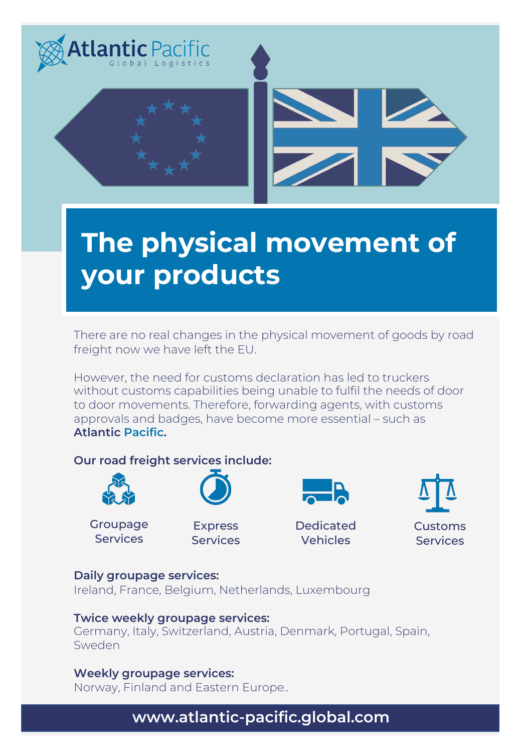Atlantic Pacific
Global Logistics

# The physical movement of your products

There are no real changes in the physical movement of goods by road freight now we have left the EU.

However, the need for customs declaration has led to truckers without customs capabilities being unable to fulfil the needs of door to door movements. Therefore, forwarding agents, with customs approvals and badges, have become more essential – such as **Atlantic Pacific.**

**Our road freight services include:**

- Groupage Services
- Express Services
- Dedicated Vehicles
- Customs Services

**Daily groupage services:**
Ireland, France, Belgium, Netherlands, Luxembourg

**Twice weekly groupage services:**
Germany, Italy, Switzerland, Austria, Denmark, Portugal, Spain, Sweden

**Weekly groupage services:**
Norway, Finland and Eastern Europe..

**www.atlantic-pacific.global.com**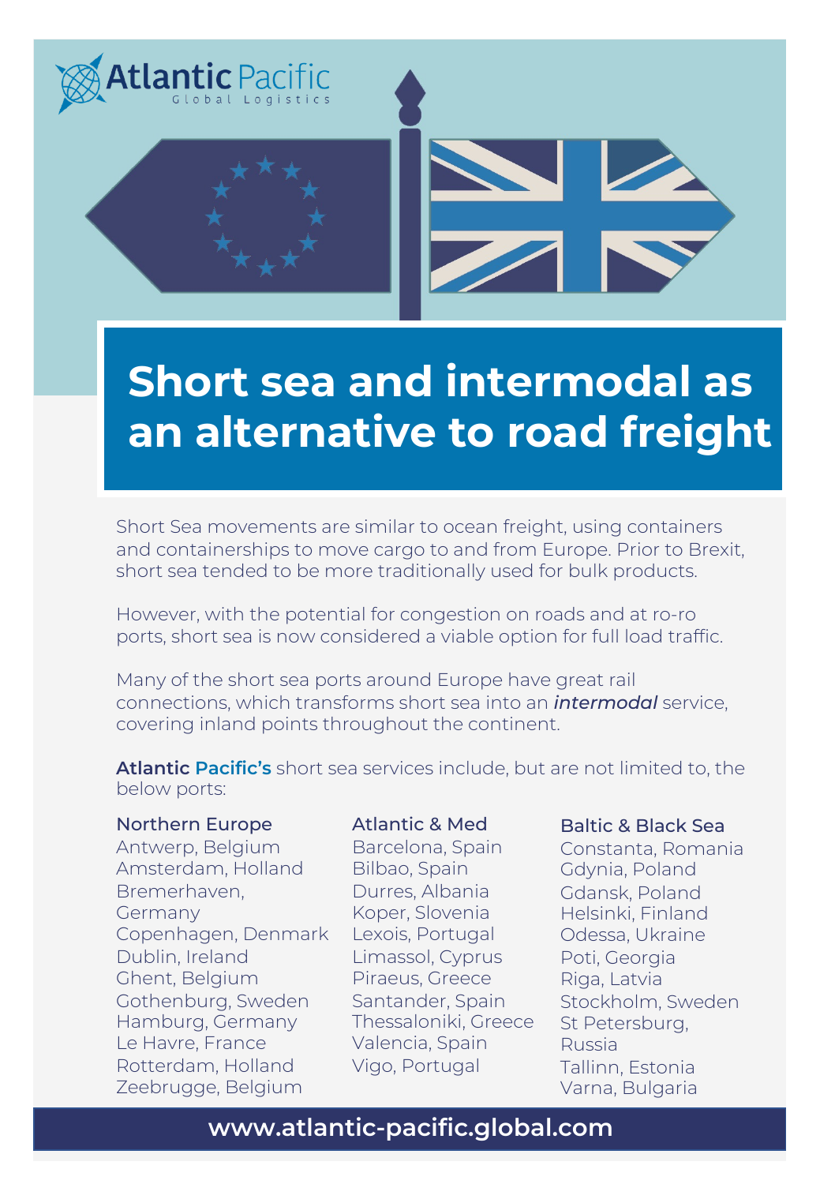Atlantic Pacific
Global Logistics

# Short sea and intermodal as an alternative to road freight

Short Sea movements are similar to ocean freight, using containers and containerships to move cargo to and from Europe. Prior to Brexit, short sea tended to be more traditionally used for bulk products.

However, with the potential for congestion on roads and at ro-ro ports, short sea is now considered a viable option for full load traffic.

Many of the short sea ports around Europe have great rail connections, which transforms short sea into an ***intermodal*** service, covering inland points throughout the continent.

**Atlantic Pacific's** short sea services include, but are not limited to, the below ports:

### Northern Europe

- Antwerp, Belgium
- Amsterdam, Holland
- Bremerhaven, Germany
- Copenhagen, Denmark
- Dublin, Ireland
- Ghent, Belgium
- Gothenburg, Sweden
- Hamburg, Germany
- Le Havre, France
- Rotterdam, Holland
- Zeebrugge, Belgium

### Atlantic & Med

- Barcelona, Spain
- Bilbao, Spain
- Durres, Albania
- Koper, Slovenia
- Lexois, Portugal
- Limassol, Cyprus
- Piraeus, Greece
- Santander, Spain
- Thessaloniki, Greece
- Valencia, Spain
- Vigo, Portugal

### Baltic & Black Sea

- Constanta, Romania
- Gdynia, Poland
- Gdansk, Poland
- Helsinki, Finland
- Odessa, Ukraine
- Poti, Georgia
- Riga, Latvia
- Stockholm, Sweden
- St Petersburg, Russia
- Tallinn, Estonia
- Varna, Bulgaria

**www.atlantic-pacific.global.com**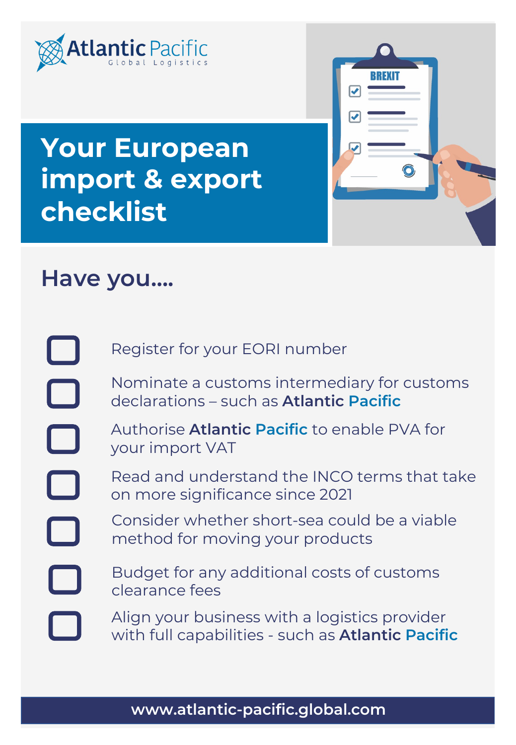Atlantic Pacific
Global Logistics

# Your European import & export checklist

## Have you....

- [ ] Register for your EORI number
- [ ] Nominate a customs intermediary for customs declarations – such as **Atlantic Pacific**
- [ ] Authorise **Atlantic Pacific** to enable PVA for your import VAT
- [ ] Read and understand the INCO terms that take on more significance since 2021
- [ ] Consider whether short-sea could be a viable method for moving your products
- [ ] Budget for any additional costs of customs clearance fees
- [ ] Align your business with a logistics provider with full capabilities - such as **Atlantic Pacific**

**www.atlantic-pacific.global.com**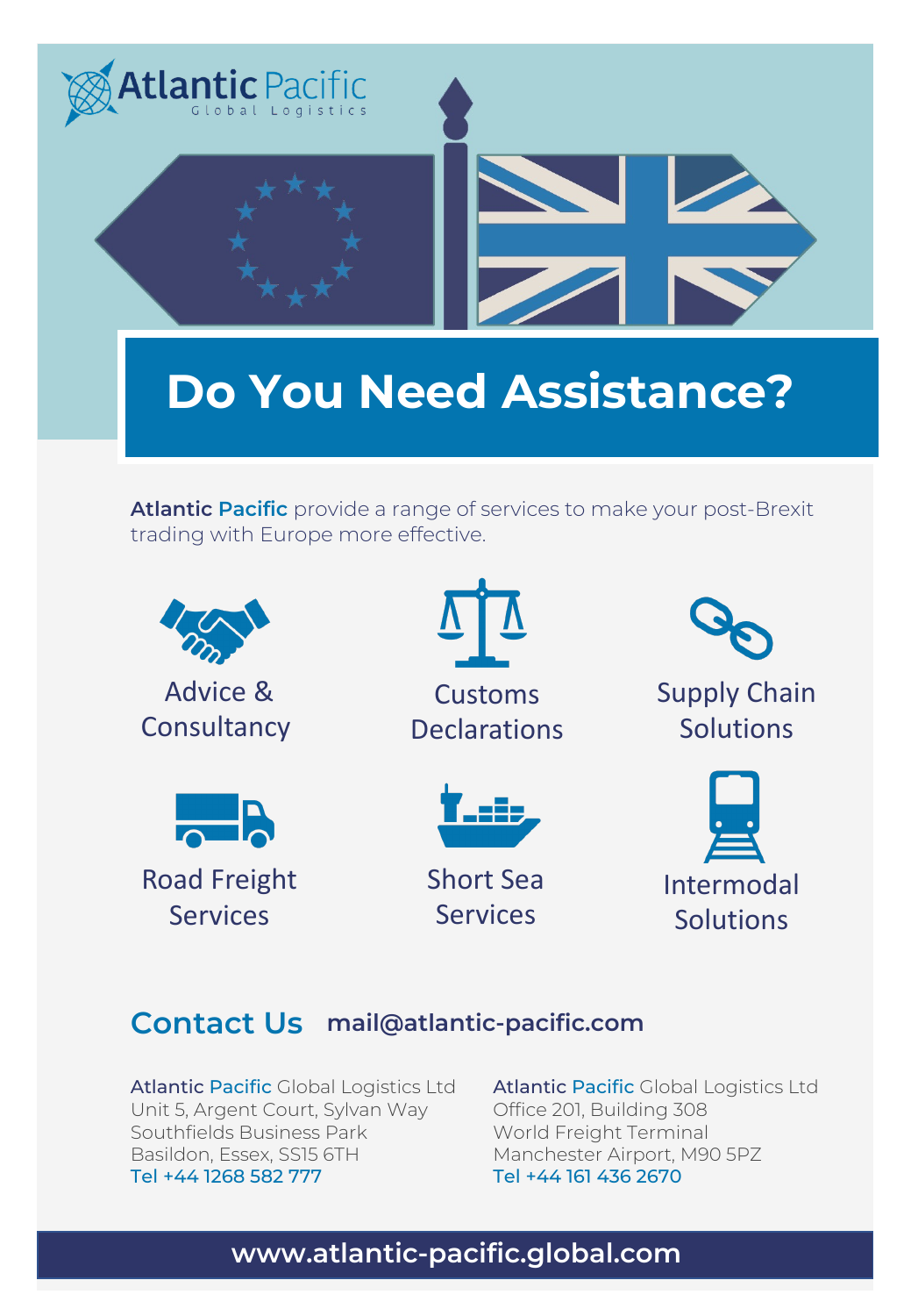Atlantic Pacific
Global Logistics

# Do You Need Assistance?

**Atlantic Pacific** provide a range of services to make your post-Brexit trading with Europe more effective.

- Advice & Consultancy
- Customs Declarations
- Supply Chain Solutions
- Road Freight Services
- Short Sea Services
- Intermodal Solutions

## Contact Us

**mail@atlantic-pacific.com**

Atlantic Pacific Global Logistics Ltd
Unit 5, Argent Court, Sylvan Way
Southfields Business Park
Basildon, Essex, SS15 6TH
Tel +44 1268 582 777

Atlantic Pacific Global Logistics Ltd
Office 201, Building 308
World Freight Terminal
Manchester Airport, M90 5PZ
Tel +44 161 436 2670

**www.atlantic-pacific.global.com**